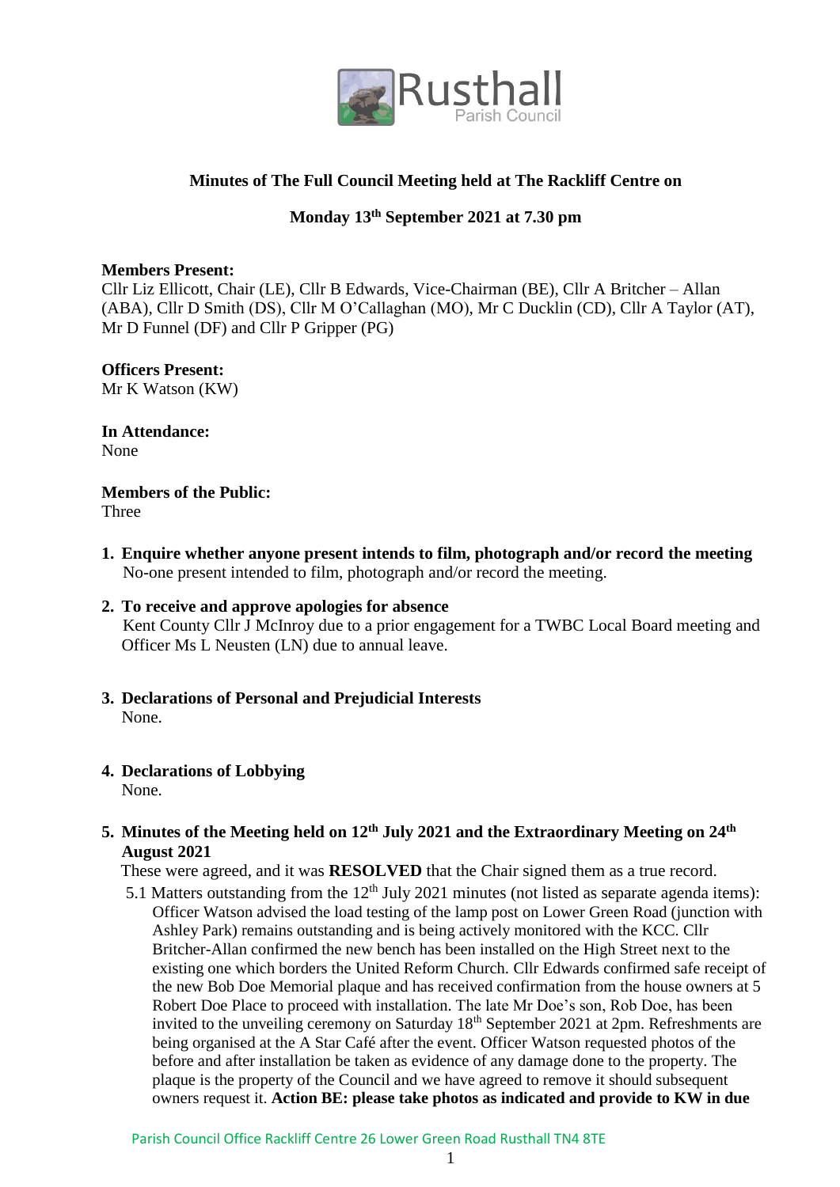Rusthall
Parish Council

**Minutes of The Full Council Meeting held at The Rackliff Centre on**

**Monday 13th September 2021 at 7.30 pm**

**Members Present:**
Cllr Liz Ellicott, Chair (LE), Cllr B Edwards, Vice-Chairman (BE), Cllr A Britcher – Allan (ABA), Cllr D Smith (DS), Cllr M O'Callaghan (MO), Mr C Ducklin (CD), Cllr A Taylor (AT), Mr D Funnel (DF) and Cllr P Gripper (PG)

**Officers Present:**
Mr K Watson (KW)

**In Attendance:**
None

**Members of the Public:**
Three

1. **Enquire whether anyone present intends to film, photograph and/or record the meeting**
   No-one present intended to film, photograph and/or record the meeting.

2. **To receive and approve apologies for absence**
   Kent County Cllr J McInroy due to a prior engagement for a TWBC Local Board meeting and Officer Ms L Neusten (LN) due to annual leave.

3. **Declarations of Personal and Prejudicial Interests**
   None.

4. **Declarations of Lobbying**
   None.

5. **Minutes of the Meeting held on 12th July 2021 and the Extraordinary Meeting on 24th August 2021**
   These were agreed, and it was **RESOLVED** that the Chair signed them as a true record.
   
   5.1 Matters outstanding from the 12th July 2021 minutes (not listed as separate agenda items): Officer Watson advised the load testing of the lamp post on Lower Green Road (junction with Ashley Park) remains outstanding and is being actively monitored with the KCC. Cllr Britcher-Allan confirmed the new bench has been installed on the High Street next to the existing one which borders the United Reform Church. Cllr Edwards confirmed safe receipt of the new Bob Doe Memorial plaque and has received confirmation from the house owners at 5 Robert Doe Place to proceed with installation. The late Mr Doe's son, Rob Doe, has been invited to the unveiling ceremony on Saturday 18th September 2021 at 2pm. Refreshments are being organised at the A Star Café after the event. Officer Watson requested photos of the before and after installation be taken as evidence of any damage done to the property. The plaque is the property of the Council and we have agreed to remove it should subsequent owners request it. **Action BE: please take photos as indicated and provide to KW in due**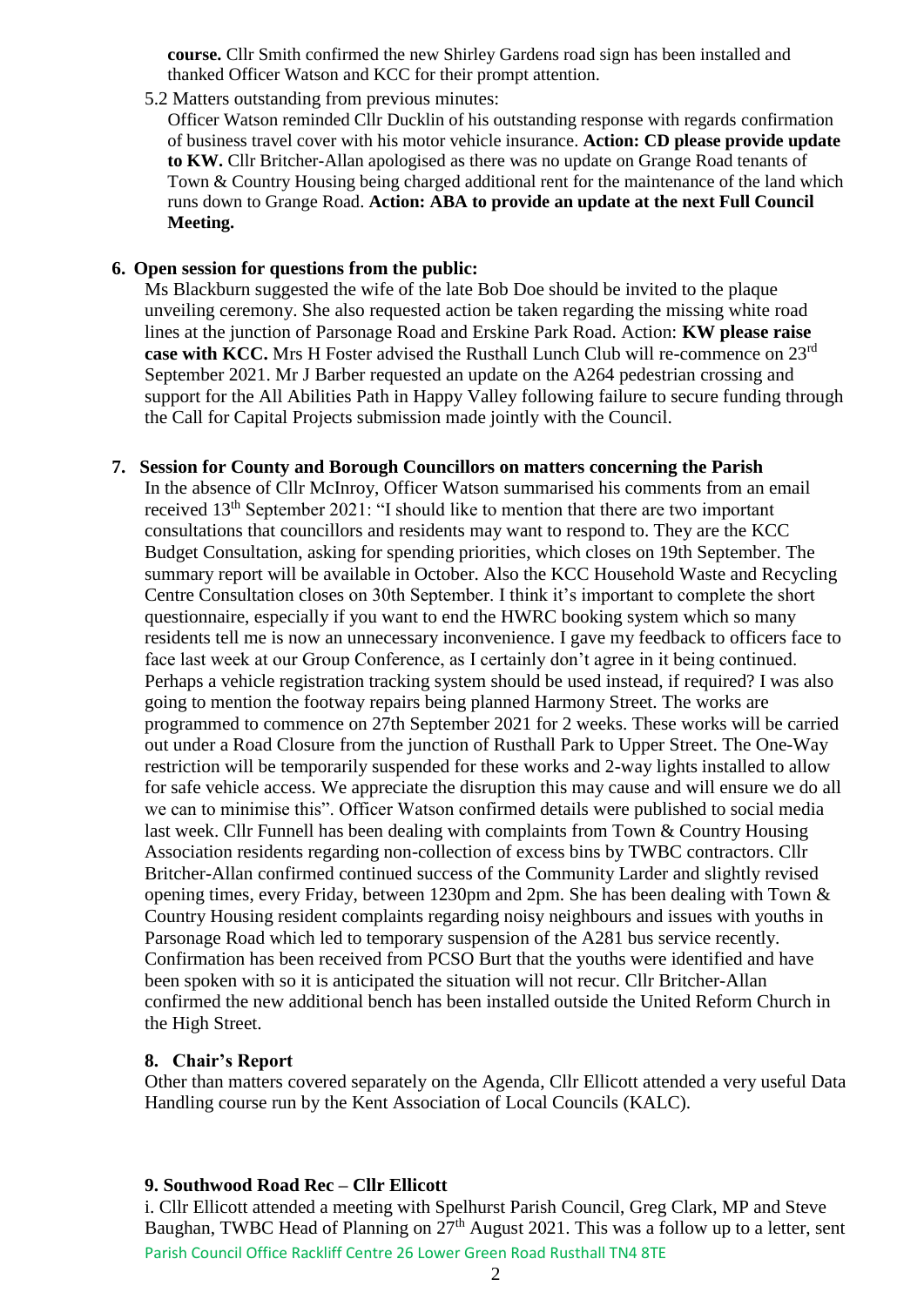**course.** Cllr Smith confirmed the new Shirley Gardens road sign has been installed and thanked Officer Watson and KCC for their prompt attention.

5.2 Matters outstanding from previous minutes:

Officer Watson reminded Cllr Ducklin of his outstanding response with regards confirmation of business travel cover with his motor vehicle insurance. **Action: CD please provide update to KW.** Cllr Britcher-Allan apologised as there was no update on Grange Road tenants of Town & Country Housing being charged additional rent for the maintenance of the land which runs down to Grange Road. **Action: ABA to provide an update at the next Full Council Meeting.**

## 6. Open session for questions from the public:

Ms Blackburn suggested the wife of the late Bob Doe should be invited to the plaque unveiling ceremony. She also requested action be taken regarding the missing white road lines at the junction of Parsonage Road and Erskine Park Road. Action: **KW please raise case with KCC.** Mrs H Foster advised the Rusthall Lunch Club will re-commence on 23rd September 2021. Mr J Barber requested an update on the A264 pedestrian crossing and support for the All Abilities Path in Happy Valley following failure to secure funding through the Call for Capital Projects submission made jointly with the Council.

## 7. Session for County and Borough Councillors on matters concerning the Parish

In the absence of Cllr McInroy, Officer Watson summarised his comments from an email received 13th September 2021: "I should like to mention that there are two important consultations that councillors and residents may want to respond to. They are the KCC Budget Consultation, asking for spending priorities, which closes on 19th September. The summary report will be available in October. Also the KCC Household Waste and Recycling Centre Consultation closes on 30th September. I think it's important to complete the short questionnaire, especially if you want to end the HWRC booking system which so many residents tell me is now an unnecessary inconvenience. I gave my feedback to officers face to face last week at our Group Conference, as I certainly don't agree in it being continued. Perhaps a vehicle registration tracking system should be used instead, if required? I was also going to mention the footway repairs being planned Harmony Street. The works are programmed to commence on 27th September 2021 for 2 weeks. These works will be carried out under a Road Closure from the junction of Rusthall Park to Upper Street. The One-Way restriction will be temporarily suspended for these works and 2-way lights installed to allow for safe vehicle access. We appreciate the disruption this may cause and will ensure we do all we can to minimise this". Officer Watson confirmed details were published to social media last week. Cllr Funnell has been dealing with complaints from Town & Country Housing Association residents regarding non-collection of excess bins by TWBC contractors. Cllr Britcher-Allan confirmed continued success of the Community Larder and slightly revised opening times, every Friday, between 1230pm and 2pm. She has been dealing with Town & Country Housing resident complaints regarding noisy neighbours and issues with youths in Parsonage Road which led to temporary suspension of the A281 bus service recently. Confirmation has been received from PCSO Burt that the youths were identified and have been spoken with so it is anticipated the situation will not recur. Cllr Britcher-Allan confirmed the new additional bench has been installed outside the United Reform Church in the High Street.

## 8. Chair's Report

Other than matters covered separately on the Agenda, Cllr Ellicott attended a very useful Data Handling course run by the Kent Association of Local Councils (KALC).

## 9. Southwood Road Rec – Cllr Ellicott

i. Cllr Ellicott attended a meeting with Spelhurst Parish Council, Greg Clark, MP and Steve Baughan, TWBC Head of Planning on 27th August 2021. This was a follow up to a letter, sent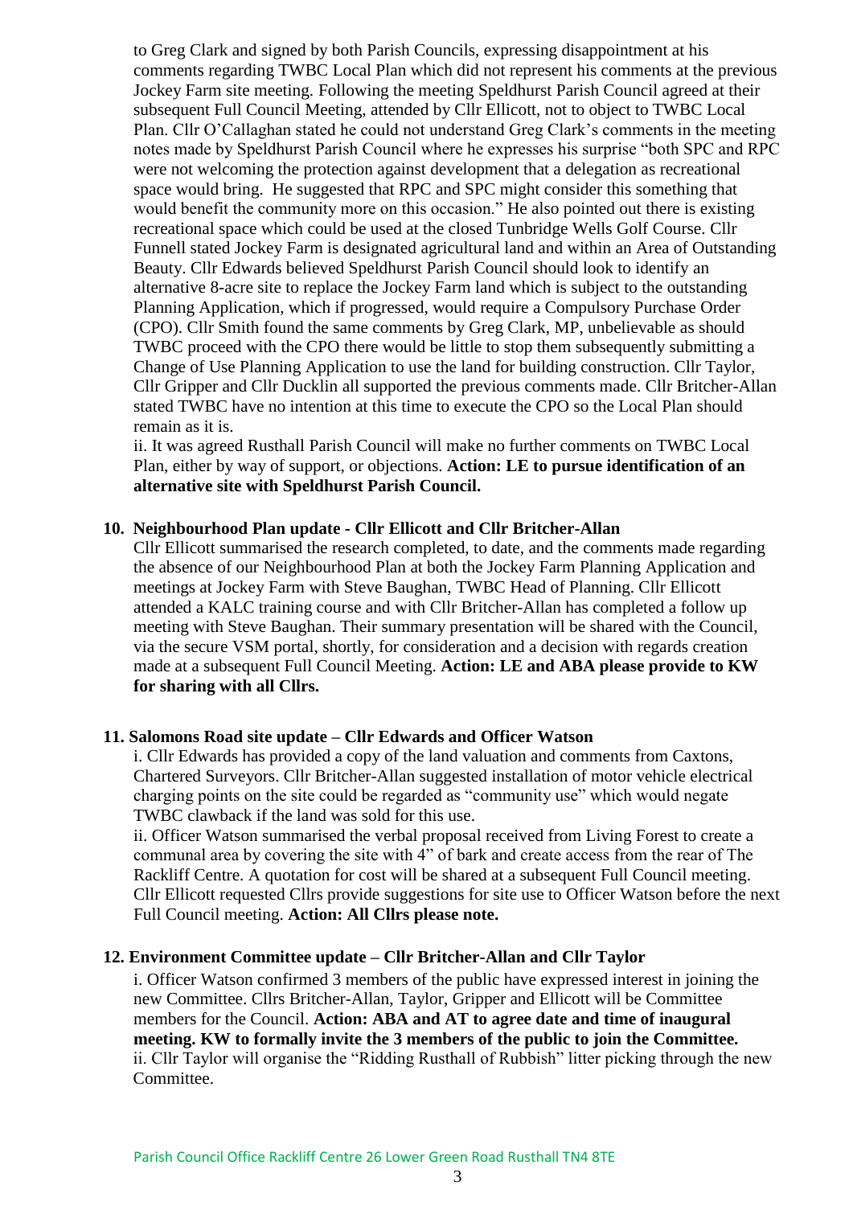to Greg Clark and signed by both Parish Councils, expressing disappointment at his comments regarding TWBC Local Plan which did not represent his comments at the previous Jockey Farm site meeting. Following the meeting Speldhurst Parish Council agreed at their subsequent Full Council Meeting, attended by Cllr Ellicott, not to object to TWBC Local Plan. Cllr O'Callaghan stated he could not understand Greg Clark's comments in the meeting notes made by Speldhurst Parish Council where he expresses his surprise "both SPC and RPC were not welcoming the protection against development that a delegation as recreational space would bring. He suggested that RPC and SPC might consider this something that would benefit the community more on this occasion." He also pointed out there is existing recreational space which could be used at the closed Tunbridge Wells Golf Course. Cllr Funnell stated Jockey Farm is designated agricultural land and within an Area of Outstanding Beauty. Cllr Edwards believed Speldhurst Parish Council should look to identify an alternative 8-acre site to replace the Jockey Farm land which is subject to the outstanding Planning Application, which if progressed, would require a Compulsory Purchase Order (CPO). Cllr Smith found the same comments by Greg Clark, MP, unbelievable as should TWBC proceed with the CPO there would be little to stop them subsequently submitting a Change of Use Planning Application to use the land for building construction. Cllr Taylor, Cllr Gripper and Cllr Ducklin all supported the previous comments made. Cllr Britcher-Allan stated TWBC have no intention at this time to execute the CPO so the Local Plan should remain as it is.

ii. It was agreed Rusthall Parish Council will make no further comments on TWBC Local Plan, either by way of support, or objections. **Action: LE to pursue identification of an alternative site with Speldhurst Parish Council.**

## 10. Neighbourhood Plan update - Cllr Ellicott and Cllr Britcher-Allan

Cllr Ellicott summarised the research completed, to date, and the comments made regarding the absence of our Neighbourhood Plan at both the Jockey Farm Planning Application and meetings at Jockey Farm with Steve Baughan, TWBC Head of Planning. Cllr Ellicott attended a KALC training course and with Cllr Britcher-Allan has completed a follow up meeting with Steve Baughan. Their summary presentation will be shared with the Council, via the secure VSM portal, shortly, for consideration and a decision with regards creation made at a subsequent Full Council Meeting. **Action: LE and ABA please provide to KW for sharing with all Cllrs.**

## 11. Salomons Road site update – Cllr Edwards and Officer Watson

i. Cllr Edwards has provided a copy of the land valuation and comments from Caxtons, Chartered Surveyors. Cllr Britcher-Allan suggested installation of motor vehicle electrical charging points on the site could be regarded as "community use" which would negate TWBC clawback if the land was sold for this use.

ii. Officer Watson summarised the verbal proposal received from Living Forest to create a communal area by covering the site with 4" of bark and create access from the rear of The Rackliff Centre. A quotation for cost will be shared at a subsequent Full Council meeting. Cllr Ellicott requested Cllrs provide suggestions for site use to Officer Watson before the next Full Council meeting. **Action: All Cllrs please note.**

## 12. Environment Committee update – Cllr Britcher-Allan and Cllr Taylor

i. Officer Watson confirmed 3 members of the public have expressed interest in joining the new Committee. Cllrs Britcher-Allan, Taylor, Gripper and Ellicott will be Committee members for the Council. **Action: ABA and AT to agree date and time of inaugural meeting. KW to formally invite the 3 members of the public to join the Committee.**

ii. Cllr Taylor will organise the "Ridding Rusthall of Rubbish" litter picking through the new Committee.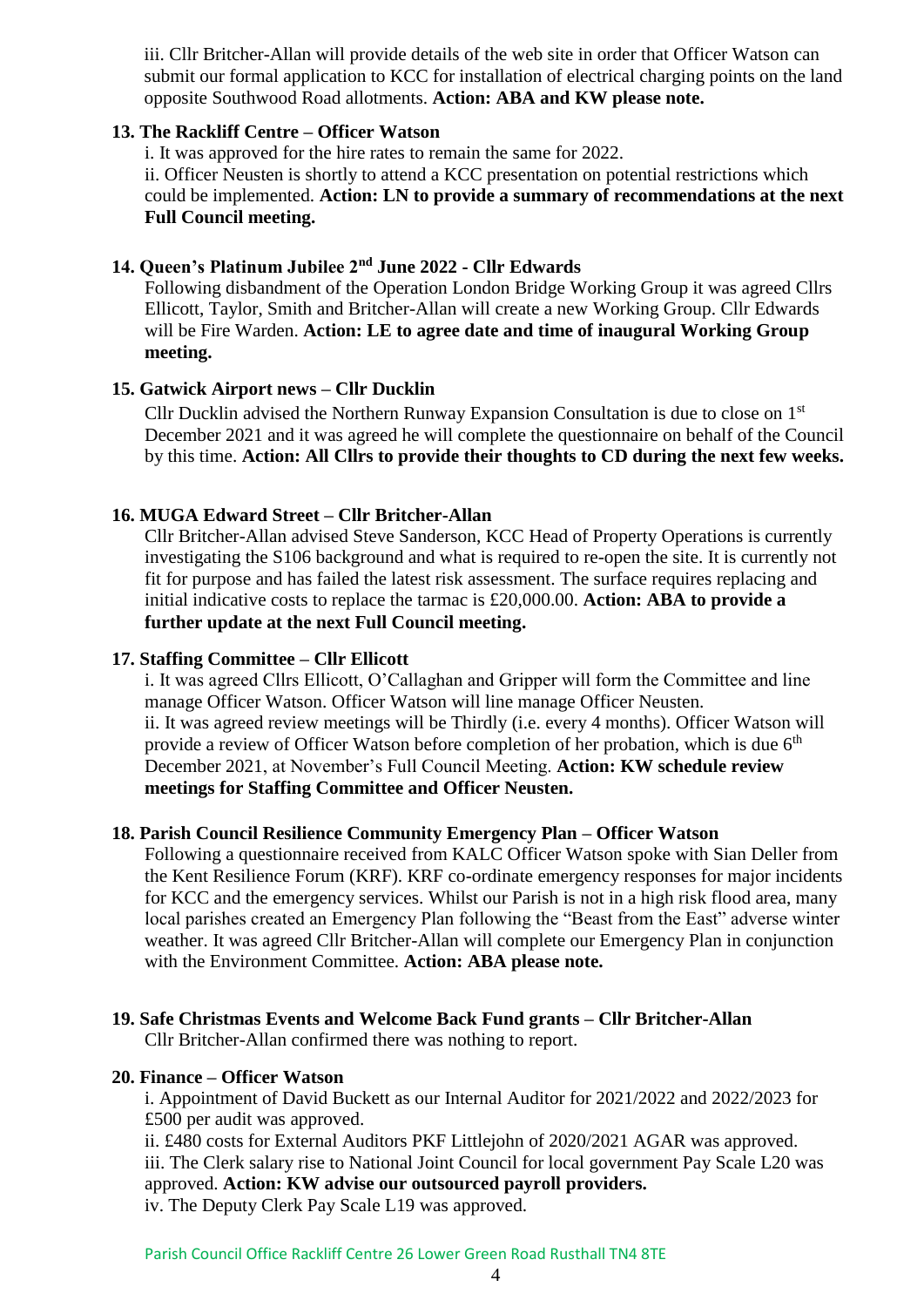iii. Cllr Britcher-Allan will provide details of the web site in order that Officer Watson can submit our formal application to KCC for installation of electrical charging points on the land opposite Southwood Road allotments. **Action: ABA and KW please note.**

**13. The Rackliff Centre – Officer Watson**

i. It was approved for the hire rates to remain the same for 2022.
ii. Officer Neusten is shortly to attend a KCC presentation on potential restrictions which could be implemented. **Action: LN to provide a summary of recommendations at the next Full Council meeting.**

**14. Queen's Platinum Jubilee 2nd June 2022 - Cllr Edwards**

Following disbandment of the Operation London Bridge Working Group it was agreed Cllrs Ellicott, Taylor, Smith and Britcher-Allan will create a new Working Group. Cllr Edwards will be Fire Warden. **Action: LE to agree date and time of inaugural Working Group meeting.**

**15. Gatwick Airport news – Cllr Ducklin**

Cllr Ducklin advised the Northern Runway Expansion Consultation is due to close on 1st December 2021 and it was agreed he will complete the questionnaire on behalf of the Council by this time. **Action: All Cllrs to provide their thoughts to CD during the next few weeks.**

**16. MUGA Edward Street – Cllr Britcher-Allan**

Cllr Britcher-Allan advised Steve Sanderson, KCC Head of Property Operations is currently investigating the S106 background and what is required to re-open the site. It is currently not fit for purpose and has failed the latest risk assessment. The surface requires replacing and initial indicative costs to replace the tarmac is £20,000.00. **Action: ABA to provide a further update at the next Full Council meeting.**

**17. Staffing Committee – Cllr Ellicott**

i. It was agreed Cllrs Ellicott, O'Callaghan and Gripper will form the Committee and line manage Officer Watson. Officer Watson will line manage Officer Neusten.
ii. It was agreed review meetings will be Thirdly (i.e. every 4 months). Officer Watson will provide a review of Officer Watson before completion of her probation, which is due 6th December 2021, at November's Full Council Meeting. **Action: KW schedule review meetings for Staffing Committee and Officer Neusten.**

**18. Parish Council Resilience Community Emergency Plan – Officer Watson**

Following a questionnaire received from KALC Officer Watson spoke with Sian Deller from the Kent Resilience Forum (KRF). KRF co-ordinate emergency responses for major incidents for KCC and the emergency services. Whilst our Parish is not in a high risk flood area, many local parishes created an Emergency Plan following the "Beast from the East" adverse winter weather. It was agreed Cllr Britcher-Allan will complete our Emergency Plan in conjunction with the Environment Committee. **Action: ABA please note.**

**19. Safe Christmas Events and Welcome Back Fund grants – Cllr Britcher-Allan**

Cllr Britcher-Allan confirmed there was nothing to report.

**20. Finance – Officer Watson**

i. Appointment of David Buckett as our Internal Auditor for 2021/2022 and 2022/2023 for £500 per audit was approved.
ii. £480 costs for External Auditors PKF Littlejohn of 2020/2021 AGAR was approved.
iii. The Clerk salary rise to National Joint Council for local government Pay Scale L20 was approved. **Action: KW advise our outsourced payroll providers.**
iv. The Deputy Clerk Pay Scale L19 was approved.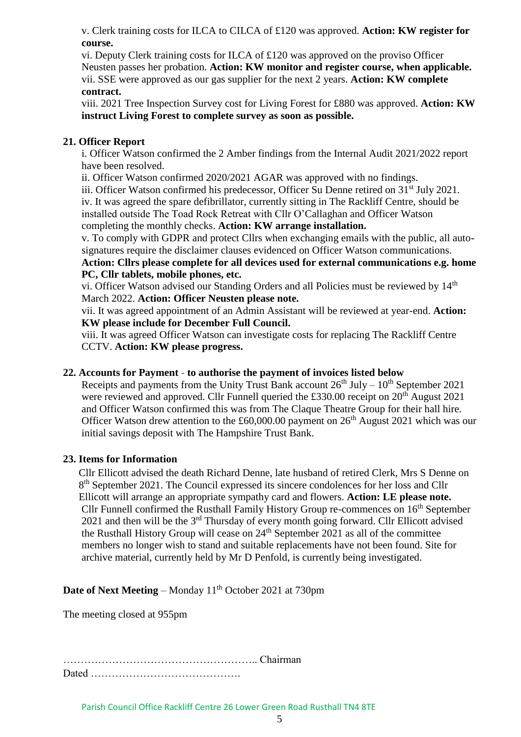v. Clerk training costs for ILCA to CILCA of £120 was approved. **Action: KW register for course.**

vi. Deputy Clerk training costs for ILCA of £120 was approved on the proviso Officer Neusten passes her probation. **Action: KW monitor and register course, when applicable.**

vii. SSE were approved as our gas supplier for the next 2 years. **Action: KW complete contract.**

viii. 2021 Tree Inspection Survey cost for Living Forest for £880 was approved. **Action: KW instruct Living Forest to complete survey as soon as possible.**

## 21. Officer Report

i. Officer Watson confirmed the 2 Amber findings from the Internal Audit 2021/2022 report have been resolved.

ii. Officer Watson confirmed 2020/2021 AGAR was approved with no findings.

iii. Officer Watson confirmed his predecessor, Officer Su Denne retired on 31st July 2021.

iv. It was agreed the spare defibrillator, currently sitting in The Rackliff Centre, should be installed outside The Toad Rock Retreat with Cllr O'Callaghan and Officer Watson completing the monthly checks. **Action: KW arrange installation.**

v. To comply with GDPR and protect Cllrs when exchanging emails with the public, all auto-signatures require the disclaimer clauses evidenced on Officer Watson communications. **Action: Cllrs please complete for all devices used for external communications e.g. home PC, Cllr tablets, mobile phones, etc.**

vi. Officer Watson advised our Standing Orders and all Policies must be reviewed by 14th March 2022. **Action: Officer Neusten please note.**

vii. It was agreed appointment of an Admin Assistant will be reviewed at year-end. **Action: KW please include for December Full Council.**

viii. It was agreed Officer Watson can investigate costs for replacing The Rackliff Centre CCTV. **Action: KW please progress.**

## 22. Accounts for Payment - to authorise the payment of invoices listed below

Receipts and payments from the Unity Trust Bank account 26th July – 10th September 2021 were reviewed and approved. Cllr Funnell queried the £330.00 receipt on 20th August 2021 and Officer Watson confirmed this was from The Claque Theatre Group for their hall hire. Officer Watson drew attention to the £60,000.00 payment on 26th August 2021 which was our initial savings deposit with The Hampshire Trust Bank.

## 23. Items for Information

Cllr Ellicott advised the death Richard Denne, late husband of retired Clerk, Mrs S Denne on 8th September 2021. The Council expressed its sincere condolences for her loss and Cllr Ellicott will arrange an appropriate sympathy card and flowers. **Action: LE please note.**

Cllr Funnell confirmed the Rusthall Family History Group re-commences on 16th September 2021 and then will be the 3rd Thursday of every month going forward. Cllr Ellicott advised the Rusthall History Group will cease on 24th September 2021 as all of the committee members no longer wish to stand and suitable replacements have not been found. Site for archive material, currently held by Mr D Penfold, is currently being investigated.

**Date of Next Meeting** – Monday 11th October 2021 at 730pm

The meeting closed at 955pm

……………………………………………….. Chairman

Dated …………………………………….

Parish Council Office Rackliff Centre 26 Lower Green Road Rusthall TN4 8TE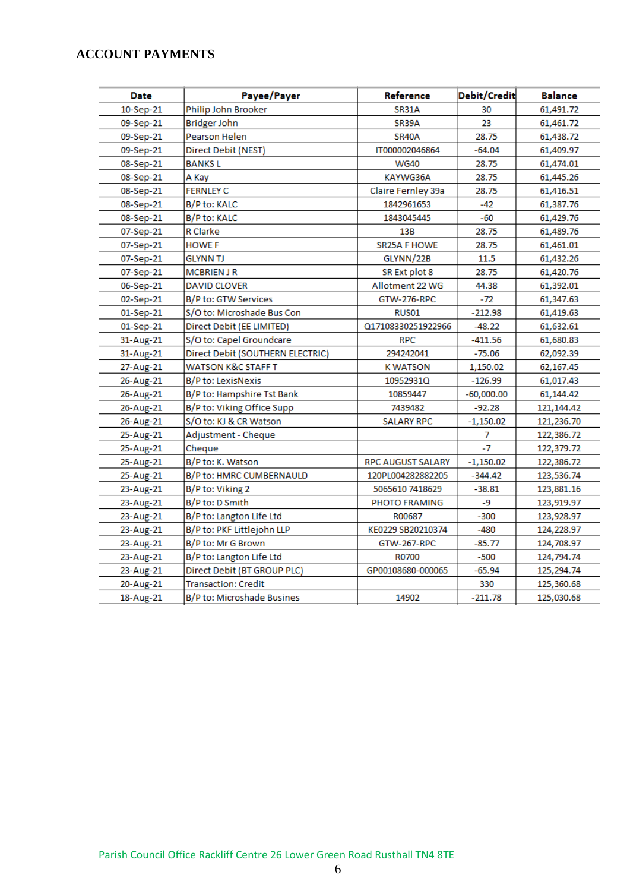## ACCOUNT PAYMENTS

| Date | Payee/Payer | Reference | Debit/Credit | Balance |
|---|---|---|---|---|
| 10-Sep-21 | Philip John Brooker | SR31A | 30 | 61,491.72 |
| 09-Sep-21 | Bridger John | SR39A | 23 | 61,461.72 |
| 09-Sep-21 | Pearson Helen | SR40A | 28.75 | 61,438.72 |
| 09-Sep-21 | Direct Debit (NEST) | IT000002046864 | -64.04 | 61,409.97 |
| 08-Sep-21 | BANKS L | WG40 | 28.75 | 61,474.01 |
| 08-Sep-21 | A Kay | KAYWG36A | 28.75 | 61,445.26 |
| 08-Sep-21 | FERNLEY C | Claire Fernley 39a | 28.75 | 61,416.51 |
| 08-Sep-21 | B/P to: KALC | 1842961653 | -42 | 61,387.76 |
| 08-Sep-21 | B/P to: KALC | 1843045445 | -60 | 61,429.76 |
| 07-Sep-21 | R Clarke | 13B | 28.75 | 61,489.76 |
| 07-Sep-21 | HOWE F | SR25A F HOWE | 28.75 | 61,461.01 |
| 07-Sep-21 | GLYNN TJ | GLYNN/22B | 11.5 | 61,432.26 |
| 07-Sep-21 | MCBRIEN J R | SR Ext plot 8 | 28.75 | 61,420.76 |
| 06-Sep-21 | DAVID CLOVER | Allotment 22 WG | 44.38 | 61,392.01 |
| 02-Sep-21 | B/P to: GTW Services | GTW-276-RPC | -72 | 61,347.63 |
| 01-Sep-21 | S/O to: Microshade Bus Con | RUS01 | -212.98 | 61,419.63 |
| 01-Sep-21 | Direct Debit (EE LIMITED) | Q17108330251922966 | -48.22 | 61,632.61 |
| 31-Aug-21 | S/O to: Capel Groundcare | RPC | -411.56 | 61,680.83 |
| 31-Aug-21 | Direct Debit (SOUTHERN ELECTRIC) | 294242041 | -75.06 | 62,092.39 |
| 27-Aug-21 | WATSON K&C STAFF T | K WATSON | 1,150.02 | 62,167.45 |
| 26-Aug-21 | B/P to: LexisNexis | 10952931Q | -126.99 | 61,017.43 |
| 26-Aug-21 | B/P to: Hampshire Tst Bank | 10859447 | -60,000.00 | 61,144.42 |
| 26-Aug-21 | B/P to: Viking Office Supp | 7439482 | -92.28 | 121,144.42 |
| 26-Aug-21 | S/O to: KJ & CR Watson | SALARY RPC | -1,150.02 | 121,236.70 |
| 25-Aug-21 | Adjustment - Cheque | | 7 | 122,386.72 |
| 25-Aug-21 | Cheque | | -7 | 122,379.72 |
| 25-Aug-21 | B/P to: K. Watson | RPC AUGUST SALARY | -1,150.02 | 122,386.72 |
| 25-Aug-21 | B/P to: HMRC CUMBERNAULD | 120PL004282882205 | -344.42 | 123,536.74 |
| 23-Aug-21 | B/P to: Viking 2 | 5065610 7418629 | -38.81 | 123,881.16 |
| 23-Aug-21 | B/P to: D Smith | PHOTO FRAMING | -9 | 123,919.97 |
| 23-Aug-21 | B/P to: Langton Life Ltd | R00687 | -300 | 123,928.97 |
| 23-Aug-21 | B/P to: PKF Littlejohn LLP | KE0229 SB20210374 | -480 | 124,228.97 |
| 23-Aug-21 | B/P to: Mr G Brown | GTW-267-RPC | -85.77 | 124,708.97 |
| 23-Aug-21 | B/P to: Langton Life Ltd | R0700 | -500 | 124,794.74 |
| 23-Aug-21 | Direct Debit (BT GROUP PLC) | GP00108680-000065 | -65.94 | 125,294.74 |
| 20-Aug-21 | Transaction: Credit | | 330 | 125,360.68 |
| 18-Aug-21 | B/P to: Microshade Busines | 14902 | -211.78 | 125,030.68 |

Parish Council Office Rackliff Centre 26 Lower Green Road Rusthall TN4 8TE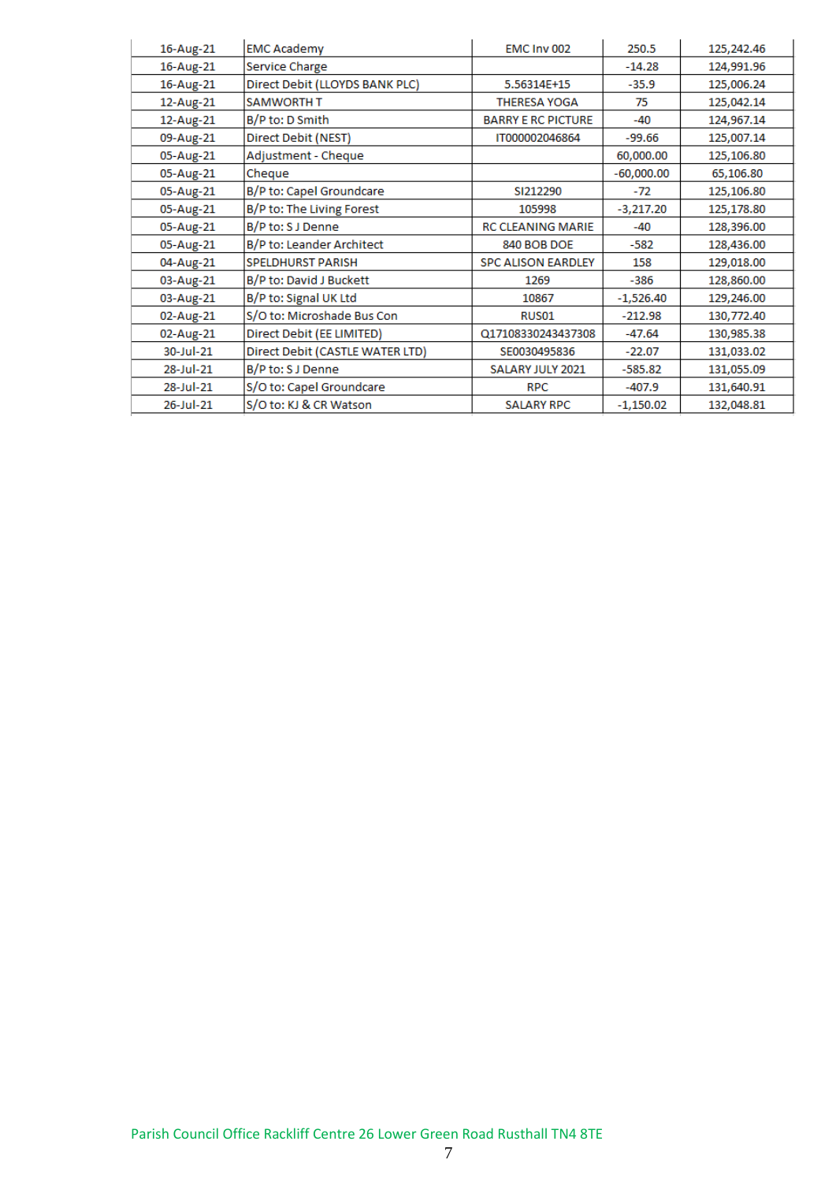| | | | | |
|---|---|---|---|---|
| 16-Aug-21 | EMC Academy | EMC Inv 002 | 250.5 | 125,242.46 |
| 16-Aug-21 | Service Charge | | -14.28 | 124,991.96 |
| 16-Aug-21 | Direct Debit (LLOYDS BANK PLC) | 5.56314E+15 | -35.9 | 125,006.24 |
| 12-Aug-21 | SAMWORTH T | THERESA YOGA | 75 | 125,042.14 |
| 12-Aug-21 | B/P to: D Smith | BARRY E RC PICTURE | -40 | 124,967.14 |
| 09-Aug-21 | Direct Debit (NEST) | IT000002046864 | -99.66 | 125,007.14 |
| 05-Aug-21 | Adjustment - Cheque | | 60,000.00 | 125,106.80 |
| 05-Aug-21 | Cheque | | -60,000.00 | 65,106.80 |
| 05-Aug-21 | B/P to: Capel Groundcare | SI212290 | -72 | 125,106.80 |
| 05-Aug-21 | B/P to: The Living Forest | 105998 | -3,217.20 | 125,178.80 |
| 05-Aug-21 | B/P to: S J Denne | RC CLEANING MARIE | -40 | 128,396.00 |
| 05-Aug-21 | B/P to: Leander Architect | 840 BOB DOE | -582 | 128,436.00 |
| 04-Aug-21 | SPELDHURST PARISH | SPC ALISON EARDLEY | 158 | 129,018.00 |
| 03-Aug-21 | B/P to: David J Buckett | 1269 | -386 | 128,860.00 |
| 03-Aug-21 | B/P to: Signal UK Ltd | 10867 | -1,526.40 | 129,246.00 |
| 02-Aug-21 | S/O to: Microshade Bus Con | RUS01 | -212.98 | 130,772.40 |
| 02-Aug-21 | Direct Debit (EE LIMITED) | Q17108330243437308 | -47.64 | 130,985.38 |
| 30-Jul-21 | Direct Debit (CASTLE WATER LTD) | SE0030495836 | -22.07 | 131,033.02 |
| 28-Jul-21 | B/P to: S J Denne | SALARY JULY 2021 | -585.82 | 131,055.09 |
| 28-Jul-21 | S/O to: Capel Groundcare | RPC | -407.9 | 131,640.91 |
| 26-Jul-21 | S/O to: KJ & CR Watson | SALARY RPC | -1,150.02 | 132,048.81 |